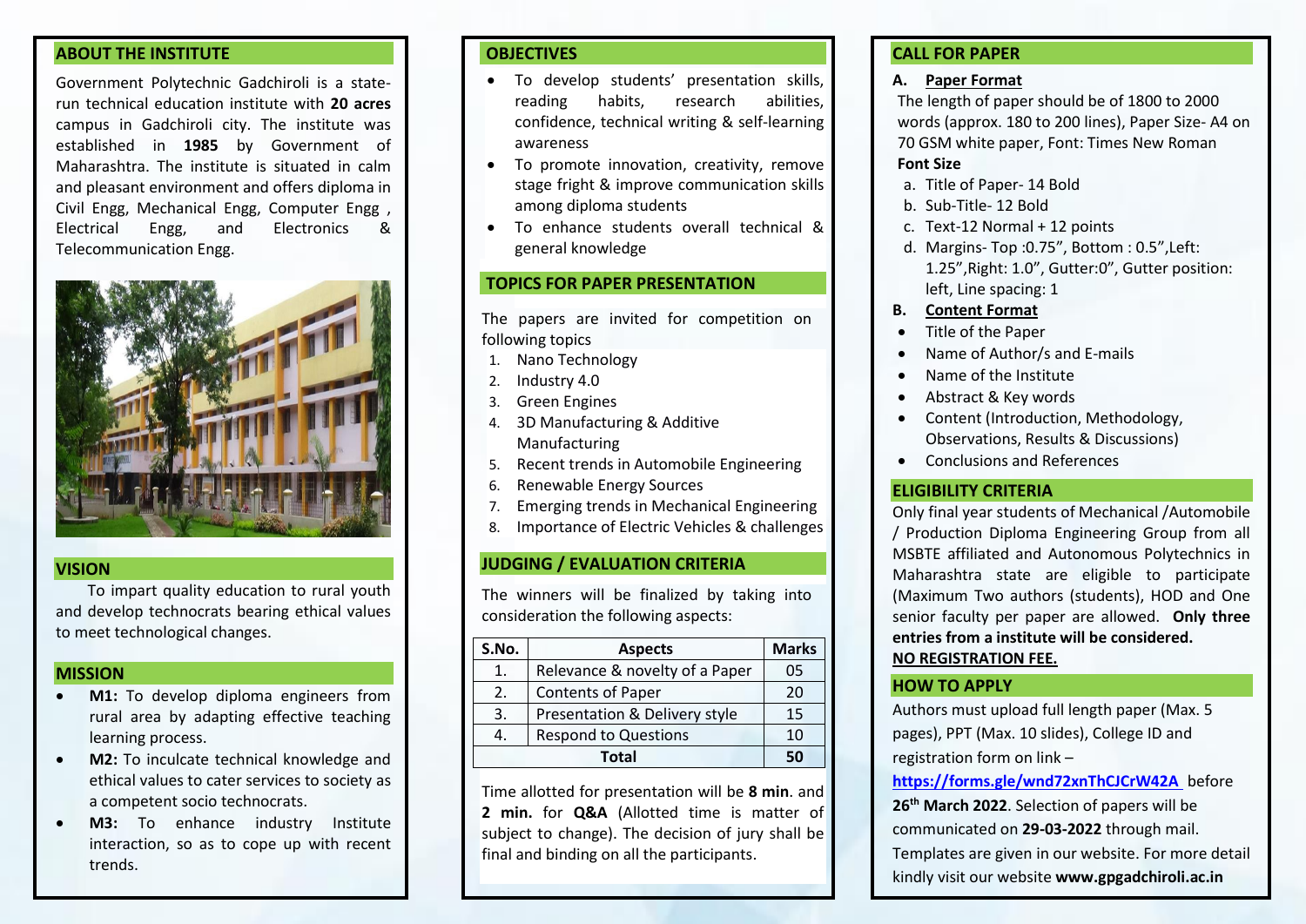## ABOUT THE INSTITUTE

Government Polytechnic Gadchiroli is a state-run technical education institute with **20 acres** campus in Gadchiroli city. The institute was established in **1985** by Government of Maharashtra. The institute is situated in calm and pleasant environment and offers diploma in Civil Engg, Mechanical Engg, Computer Engg , Electrical Engg, and Electronics & Telecommunication Engg.

## VISION

To impart quality education to rural youth and develop technocrats bearing ethical values to meet technological changes.

## MISSION

- **M1:** To develop diploma engineers from rural area by adapting effective teaching learning process.
- **M2:** To inculcate technical knowledge and ethical values to cater services to society as a competent socio technocrats.
- **M3:** To enhance industry Institute interaction, so as to cope up with recent trends.

## OBJECTIVES

- To develop students' presentation skills, reading habits, research abilities, confidence, technical writing & self-learning awareness
- To promote innovation, creativity, remove stage fright & improve communication skills among diploma students
- To enhance students overall technical & general knowledge

## TOPICS FOR PAPER PRESENTATION

The papers are invited for competition on following topics

1. Nano Technology
2. Industry 4.0
3. Green Engines
4. 3D Manufacturing & Additive Manufacturing
5. Recent trends in Automobile Engineering
6. Renewable Energy Sources
7. Emerging trends in Mechanical Engineering
8. Importance of Electric Vehicles & challenges

## JUDGING / EVALUATION CRITERIA

The winners will be finalized by taking into consideration the following aspects:

| S.No. | Aspects | Marks |
|---|---|---|
| 1. | Relevance & novelty of a Paper | 05 |
| 2. | Contents of Paper | 20 |
| 3. | Presentation & Delivery style | 15 |
| 4. | Respond to Questions | 10 |
| **Total** | | **50** |

Time allotted for presentation will be **8 min**. and **2 min.** for **Q&A** (Allotted time is matter of subject to change). The decision of jury shall be final and binding on all the participants.

## CALL FOR PAPER

**A. Paper Format**

The length of paper should be of 1800 to 2000 words (approx. 180 to 200 lines), Paper Size- A4 on 70 GSM white paper, Font: Times New Roman

**Font Size**

a. Title of Paper- 14 Bold
b. Sub-Title- 12 Bold
c. Text-12 Normal + 12 points
d. Margins- Top :0.75", Bottom : 0.5",Left: 1.25",Right: 1.0", Gutter:0", Gutter position: left, Line spacing: 1

**B. Content Format**

- Title of the Paper
- Name of Author/s and E-mails
- Name of the Institute
- Abstract & Key words
- Content (Introduction, Methodology, Observations, Results & Discussions)
- Conclusions and References

## ELIGIBILITY CRITERIA

Only final year students of Mechanical /Automobile / Production Diploma Engineering Group from all MSBTE affiliated and Autonomous Polytechnics in Maharashtra state are eligible to participate (Maximum Two authors (students), HOD and One senior faculty per paper are allowed. **Only three entries from a institute will be considered.**

**NO REGISTRATION FEE.**

## HOW TO APPLY

Authors must upload full length paper (Max. 5 pages), PPT (Max. 10 slides), College ID and registration form on link –

https://forms.gle/wnd72xnThCJCrW42A before **26th March 2022**. Selection of papers will be communicated on **29-03-2022** through mail.

Templates are given in our website. For more detail kindly visit our website **www.gpgadchiroli.ac.in**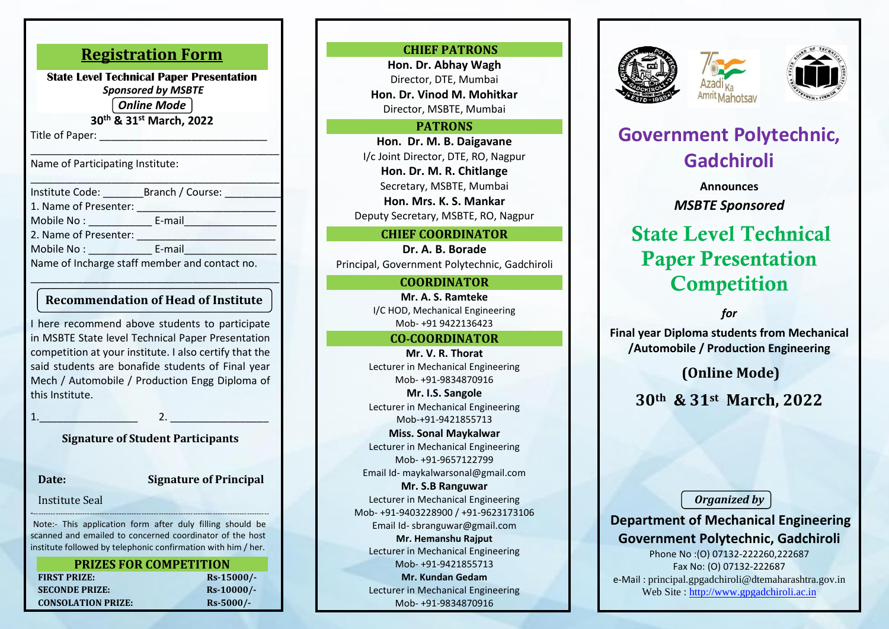## Registration Form

**State Level Technical Paper Presentation**

***Sponsored by MSBTE***

***Online Mode***

**30th & 31st March, 2022**

Title of Paper: ____________________________

____________________________________________

Name of Participating Institute:

____________________________________________

Institute Code: _______Branch / Course: __________

1. Name of Presenter: __________________________

Mobile No : ___________ E-mail________________

2. Name of Presenter: __________________________

Mobile No : ___________ E-mail________________

Name of Incharge staff member and contact no.

____________________________________________

### Recommendation of Head of Institute

I here recommend above students to participate in MSBTE State level Technical Paper Presentation competition at your institute. I also certify that the said students are bonafide students of Final year Mech / Automobile / Production Engg Diploma of this Institute.

1.__________________ 2. __________________

**Signature of Student Participants**

**Date:** **Signature of Principal**

Institute Seal

Note:- This application form after duly filling should be scanned and emailed to concerned coordinator of the host institute followed by telephonic confirmation with him / her.

### PRIZES FOR COMPETITION

| | |
|---|---|
| **FIRST PRIZE:** | **Rs-15000/-** |
| **SECONDE PRIZE:** | **Rs-10000/-** |
| **CONSOLATION PRIZE:** | **Rs-5000/-** |

### CHIEF PATRONS

**Hon. Dr. Abhay Wagh**
Director, DTE, Mumbai

**Hon. Dr. Vinod M. Mohitkar**
Director, MSBTE, Mumbai

### PATRONS

**Hon. Dr. M. B. Daigavane**
I/c Joint Director, DTE, RO, Nagpur

**Hon. Dr. M. R. Chitlange**
Secretary, MSBTE, Mumbai

**Hon. Mrs. K. S. Mankar**
Deputy Secretary, MSBTE, RO, Nagpur

### CHIEF COORDINATOR

**Dr. A. B. Borade**
Principal, Government Polytechnic, Gadchiroli

### COORDINATOR

**Mr. A. S. Ramteke**
I/C HOD, Mechanical Engineering
Mob- +91 9422136423

### CO-COORDINATOR

**Mr. V. R. Thorat**
Lecturer in Mechanical Engineering
Mob- +91-9834870916

**Mr. I.S. Sangole**
Lecturer in Mechanical Engineering
Mob-+91-9421855713

**Miss. Sonal Maykalwar**
Lecturer in Mechanical Engineering
Mob- +91-9657122799
Email Id- maykalwarsonal@gmail.com

**Mr. S.B Ranguwar**
Lecturer in Mechanical Engineering
Mob- +91-9403228900 / +91-9623173106
Email Id- sbranguwar@gmail.com

**Mr. Hemanshu Rajput**
Lecturer in Mechanical Engineering
Mob- +91-9421855713

**Mr. Kundan Gedam**
Lecturer in Mechanical Engineering
Mob- +91-9834870916

# Government Polytechnic, Gadchiroli

**Announces**

***MSBTE Sponsored***

# State Level Technical Paper Presentation Competition

***for***

**Final year Diploma students from Mechanical /Automobile / Production Engineering**

**(Online Mode)**

**30th & 31st March, 2022**

***Organized by***

**Department of Mechanical Engineering**
**Government Polytechnic, Gadchiroli**

Phone No :(O) 07132-222260,222687
Fax No: (O) 07132-222687
e-Mail : principal.gpgadchiroli@dtemaharashtra.gov.in
Web Site : http://www.gpgadchiroli.ac.in